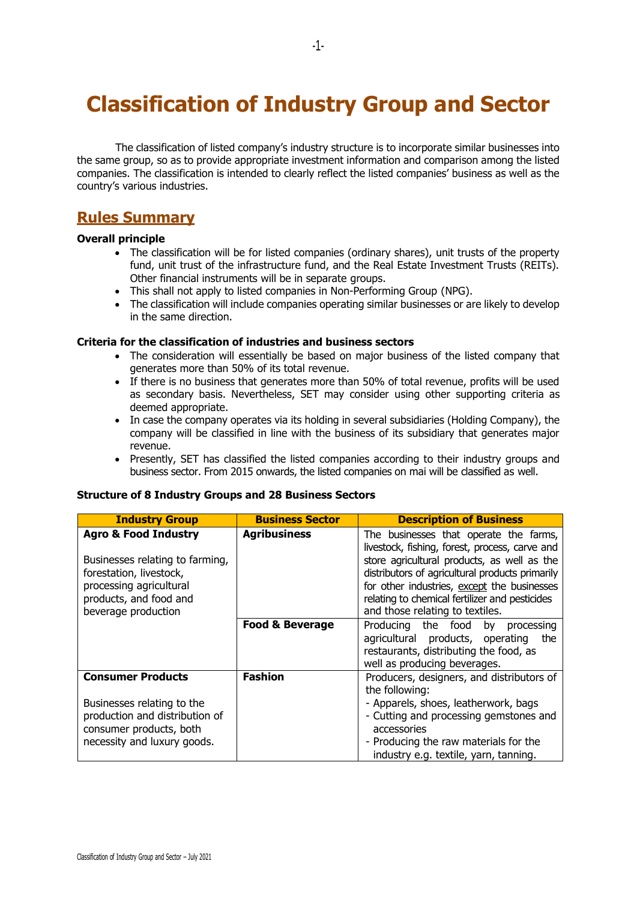# Classification of Industry Group and Sector

The classification of listed company's industry structure is to incorporate similar businesses into the same group, so as to provide appropriate investment information and comparison among the listed companies. The classification is intended to clearly reflect the listed companies' business as well as the country's various industries.

## Rules Summary

**Overall principle**

- The classification will be for listed companies (ordinary shares), unit trusts of the property fund, unit trust of the infrastructure fund, and the Real Estate Investment Trusts (REITs). Other financial instruments will be in separate groups.
- This shall not apply to listed companies in Non-Performing Group (NPG).
- The classification will include companies operating similar businesses or are likely to develop in the same direction.

**Criteria for the classification of industries and business sectors**

- The consideration will essentially be based on major business of the listed company that generates more than 50% of its total revenue.
- If there is no business that generates more than 50% of total revenue, profits will be used as secondary basis. Nevertheless, SET may consider using other supporting criteria as deemed appropriate.
- In case the company operates via its holding in several subsidiaries (Holding Company), the company will be classified in line with the business of its subsidiary that generates major revenue.
- Presently, SET has classified the listed companies according to their industry groups and business sector. From 2015 onwards, the listed companies on mai will be classified as well.

**Structure of 8 Industry Groups and 28 Business Sectors**

| Industry Group | Business Sector | Description of Business |
|---|---|---|
| **Agro & Food Industry**<br><br>Businesses relating to farming, forestation, livestock, processing agricultural products, and food and beverage production | **Agribusiness** | The businesses that operate the farms, livestock, fishing, forest, process, carve and store agricultural products, as well as the distributors of agricultural products primarily for other industries, except the businesses relating to chemical fertilizer and pesticides and those relating to textiles. |
| | **Food & Beverage** | Producing the food by processing agricultural products, operating the restaurants, distributing the food, as well as producing beverages. |
| **Consumer Products**<br><br>Businesses relating to the production and distribution of consumer products, both necessity and luxury goods. | **Fashion** | Producers, designers, and distributors of the following:<br>- Apparels, shoes, leatherwork, bags<br>- Cutting and processing gemstones and accessories<br>- Producing the raw materials for the industry e.g. textile, yarn, tanning. |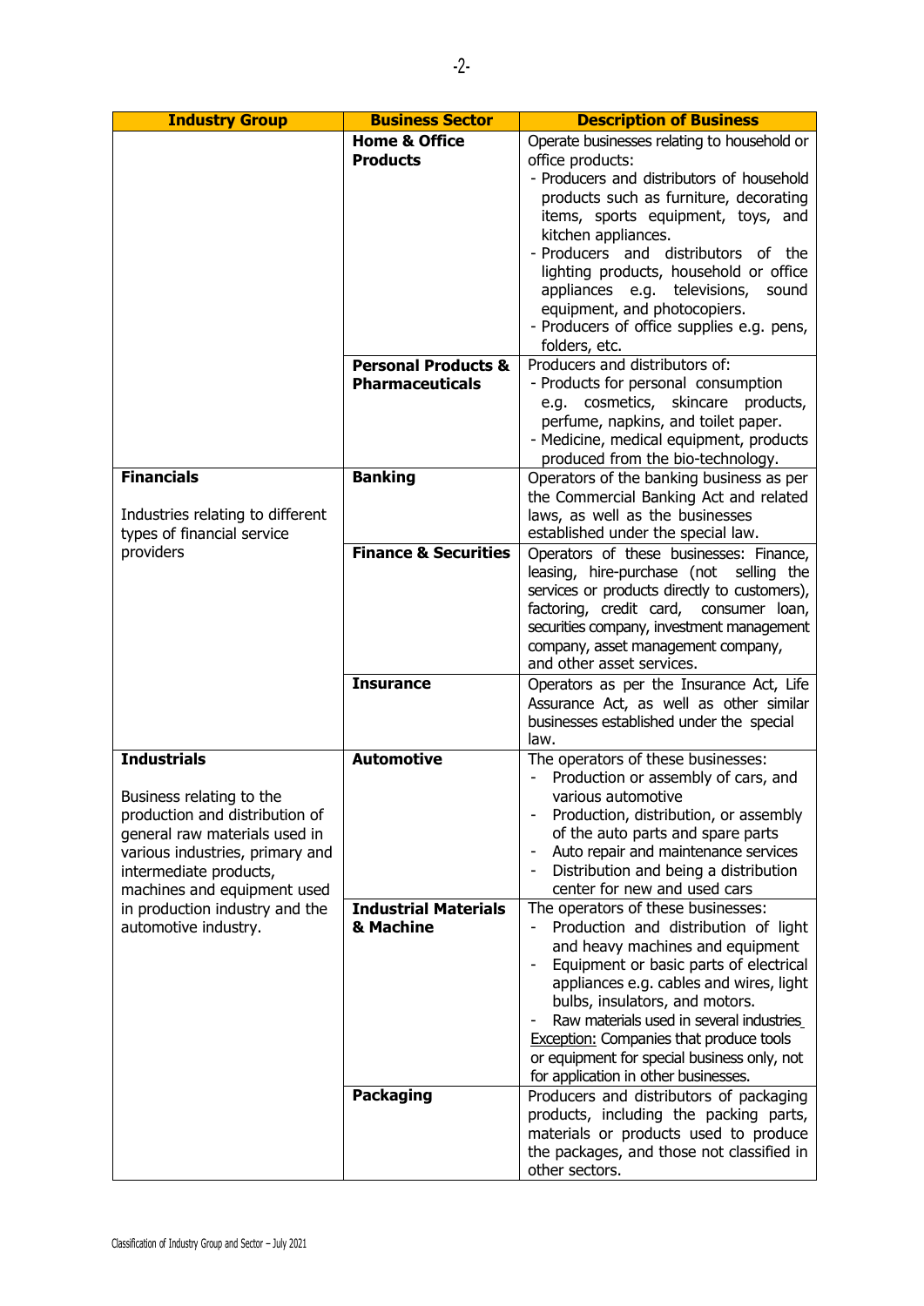| Industry Group | Business Sector | Description of Business |
| --- | --- | --- |
| | **Home & Office Products** | Operate businesses relating to household or office products:<br>- Producers and distributors of household products such as furniture, decorating items, sports equipment, toys, and kitchen appliances.<br>- Producers and distributors of the lighting products, household or office appliances e.g. televisions, sound equipment, and photocopiers.<br>- Producers of office supplies e.g. pens, folders, etc. |
| | **Personal Products & Pharmaceuticals** | Producers and distributors of:<br>- Products for personal consumption e.g. cosmetics, skincare products, perfume, napkins, and toilet paper.<br>- Medicine, medical equipment, products produced from the bio-technology. |
| **Financials**<br><br>Industries relating to different types of financial service providers | **Banking** | Operators of the banking business as per the Commercial Banking Act and related laws, as well as the businesses established under the special law. |
| | **Finance & Securities** | Operators of these businesses: Finance, leasing, hire-purchase (not selling the services or products directly to customers), factoring, credit card, consumer loan, securities company, investment management company, asset management company, and other asset services. |
| | **Insurance** | Operators as per the Insurance Act, Life Assurance Act, as well as other similar businesses established under the special law. |
| **Industrials**<br><br>Business relating to the production and distribution of general raw materials used in various industries, primary and intermediate products, machines and equipment used in production industry and the automotive industry. | **Automotive** | The operators of these businesses:<br>- Production or assembly of cars, and various automotive<br>- Production, distribution, or assembly of the auto parts and spare parts<br>- Auto repair and maintenance services<br>- Distribution and being a distribution center for new and used cars |
| | **Industrial Materials & Machine** | The operators of these businesses:<br>- Production and distribution of light and heavy machines and equipment<br>- Equipment or basic parts of electrical appliances e.g. cables and wires, light bulbs, insulators, and motors.<br>- Raw materials used in several industries<br>Exception: Companies that produce tools or equipment for special business only, not for application in other businesses. |
| | **Packaging** | Producers and distributors of packaging products, including the packing parts, materials or products used to produce the packages, and those not classified in other sectors. |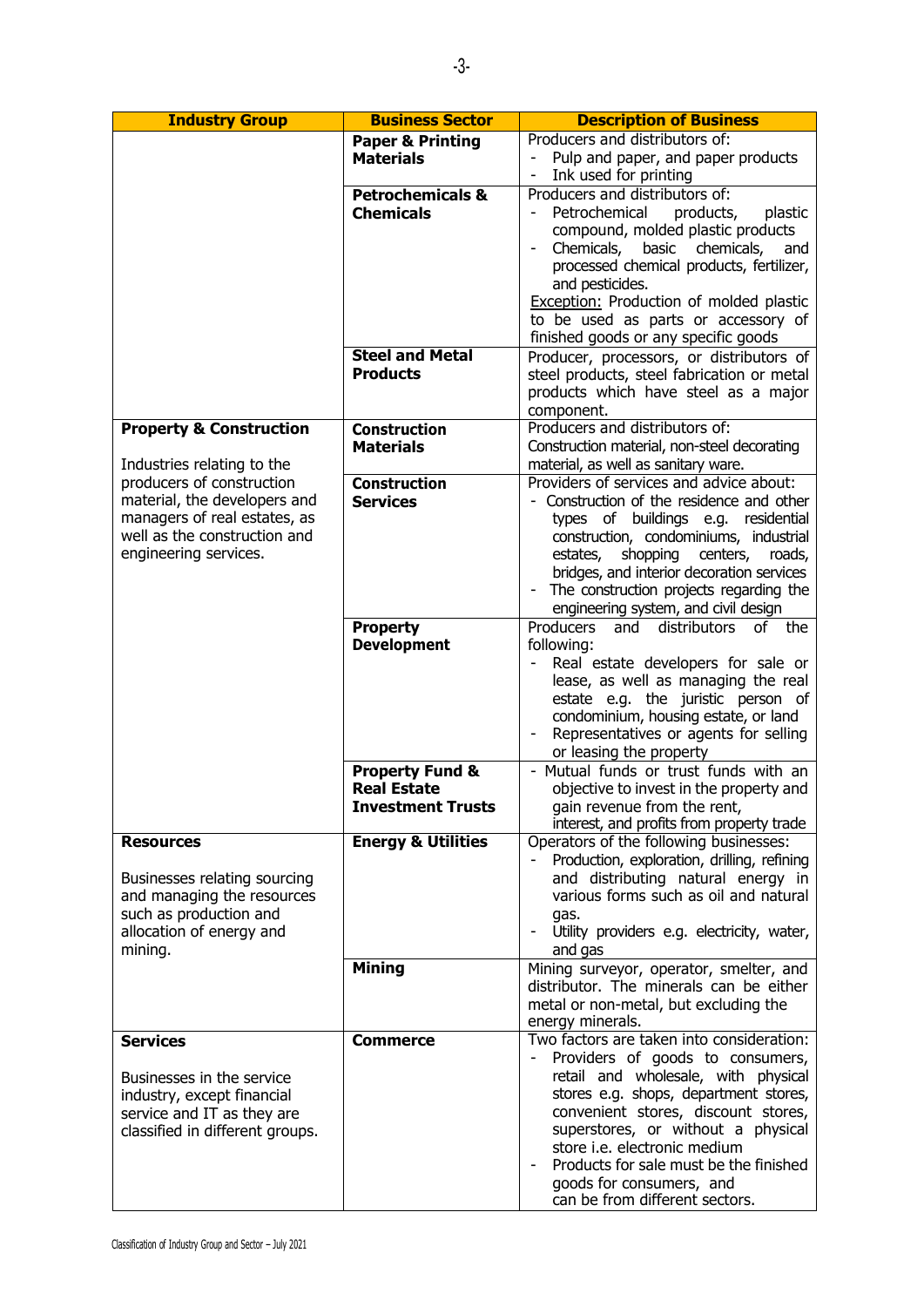| Industry Group | Business Sector | Description of Business |
|---|---|---|
| | **Paper & Printing Materials** | Producers and distributors of:<br>- Pulp and paper, and paper products<br>- Ink used for printing |
| | **Petrochemicals & Chemicals** | Producers and distributors of:<br>- Petrochemical products, plastic compound, molded plastic products<br>- Chemicals, basic chemicals, and processed chemical products, fertilizer, and pesticides.<br>Exception: Production of molded plastic to be used as parts or accessory of finished goods or any specific goods |
| | **Steel and Metal Products** | Producer, processors, or distributors of steel products, steel fabrication or metal products which have steel as a major component. |
| **Property & Construction**<br><br>Industries relating to the producers of construction material, the developers and managers of real estates, as well as the construction and engineering services. | **Construction Materials** | Producers and distributors of:<br>Construction material, non-steel decorating material, as well as sanitary ware. |
| | **Construction Services** | Providers of services and advice about:<br>- Construction of the residence and other types of buildings e.g. residential construction, condominiums, industrial estates, shopping centers, roads, bridges, and interior decoration services<br>- The construction projects regarding the engineering system, and civil design |
| | **Property Development** | Producers and distributors of the following:<br>- Real estate developers for sale or lease, as well as managing the real estate e.g. the juristic person of condominium, housing estate, or land<br>- Representatives or agents for selling or leasing the property |
| | **Property Fund & Real Estate Investment Trusts** | - Mutual funds or trust funds with an objective to invest in the property and gain revenue from the rent, interest, and profits from property trade |
| **Resources**<br><br>Businesses relating sourcing and managing the resources such as production and allocation of energy and mining. | **Energy & Utilities** | Operators of the following businesses:<br>- Production, exploration, drilling, refining and distributing natural energy in various forms such as oil and natural gas.<br>- Utility providers e.g. electricity, water, and gas |
| | **Mining** | Mining surveyor, operator, smelter, and distributor. The minerals can be either metal or non-metal, but excluding the energy minerals. |
| **Services**<br><br>Businesses in the service industry, except financial service and IT as they are classified in different groups. | **Commerce** | Two factors are taken into consideration:<br>- Providers of goods to consumers, retail and wholesale, with physical stores e.g. shops, department stores, convenient stores, discount stores, superstores, or without a physical store i.e. electronic medium<br>- Products for sale must be the finished goods for consumers, and can be from different sectors. |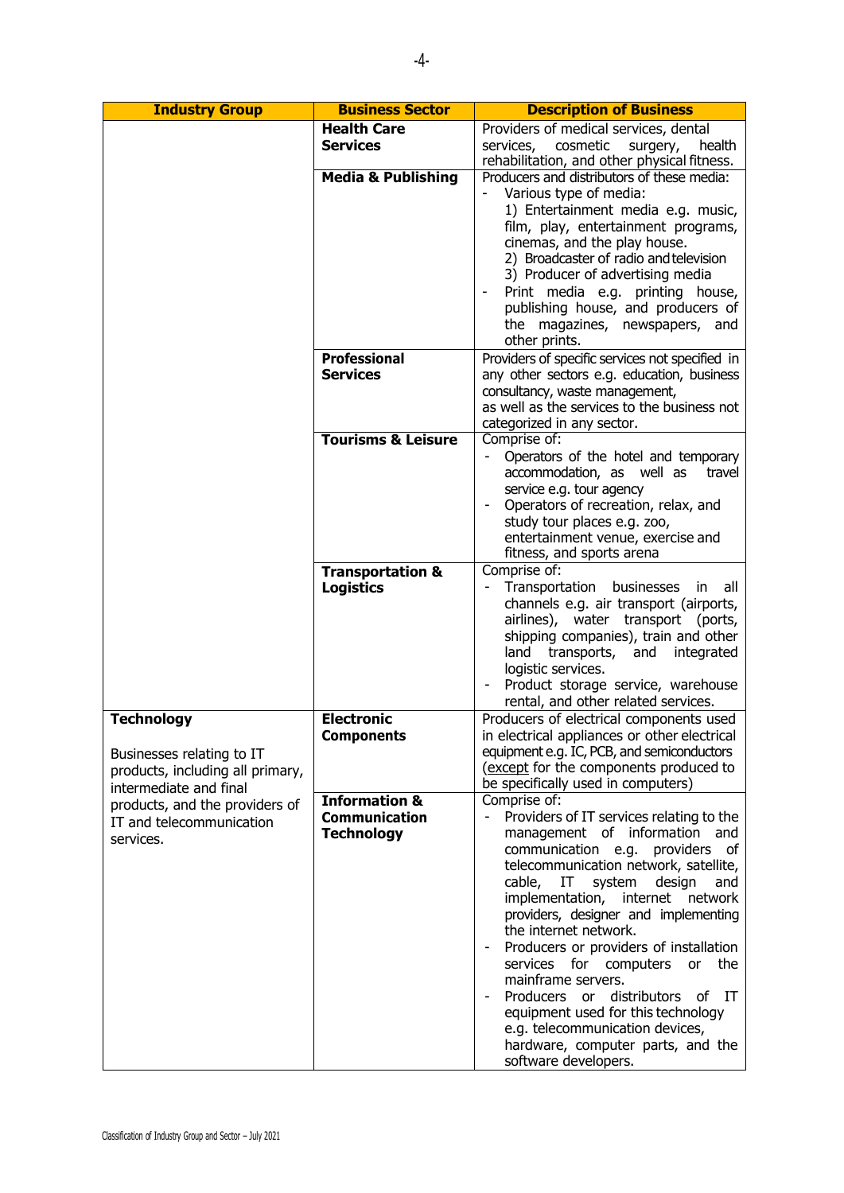| Industry Group | Business Sector | Description of Business |
|---|---|---|
| | **Health Care Services** | Providers of medical services, dental services, cosmetic surgery, health rehabilitation, and other physical fitness. |
| | **Media & Publishing** | Producers and distributors of these media:<br>- Various type of media:<br>1) Entertainment media e.g. music, film, play, entertainment programs, cinemas, and the play house.<br>2) Broadcaster of radio and television<br>3) Producer of advertising media<br>- Print media e.g. printing house, publishing house, and producers of the magazines, newspapers, and other prints. |
| | **Professional Services** | Providers of specific services not specified in any other sectors e.g. education, business consultancy, waste management, as well as the services to the business not categorized in any sector. |
| | **Tourisms & Leisure** | Comprise of:<br>- Operators of the hotel and temporary accommodation, as well as travel service e.g. tour agency<br>- Operators of recreation, relax, and study tour places e.g. zoo, entertainment venue, exercise and fitness, and sports arena |
| | **Transportation & Logistics** | Comprise of:<br>- Transportation businesses in all channels e.g. air transport (airports, airlines), water transport (ports, shipping companies), train and other land transports, and integrated logistic services.<br>- Product storage service, warehouse rental, and other related services. |
| **Technology**<br><br>Businesses relating to IT products, including all primary, intermediate and final products, and the providers of IT and telecommunication services. | **Electronic Components** | Producers of electrical components used in electrical appliances or other electrical equipment e.g. IC, PCB, and semiconductors (except for the components produced to be specifically used in computers) |
| | **Information & Communication Technology** | Comprise of:<br>- Providers of IT services relating to the management of information and communication e.g. providers of telecommunication network, satellite, cable, IT system design and implementation, internet network providers, designer and implementing the internet network.<br>- Producers or providers of installation services for computers or the mainframe servers.<br>- Producers or distributors of IT equipment used for this technology e.g. telecommunication devices, hardware, computer parts, and the software developers. |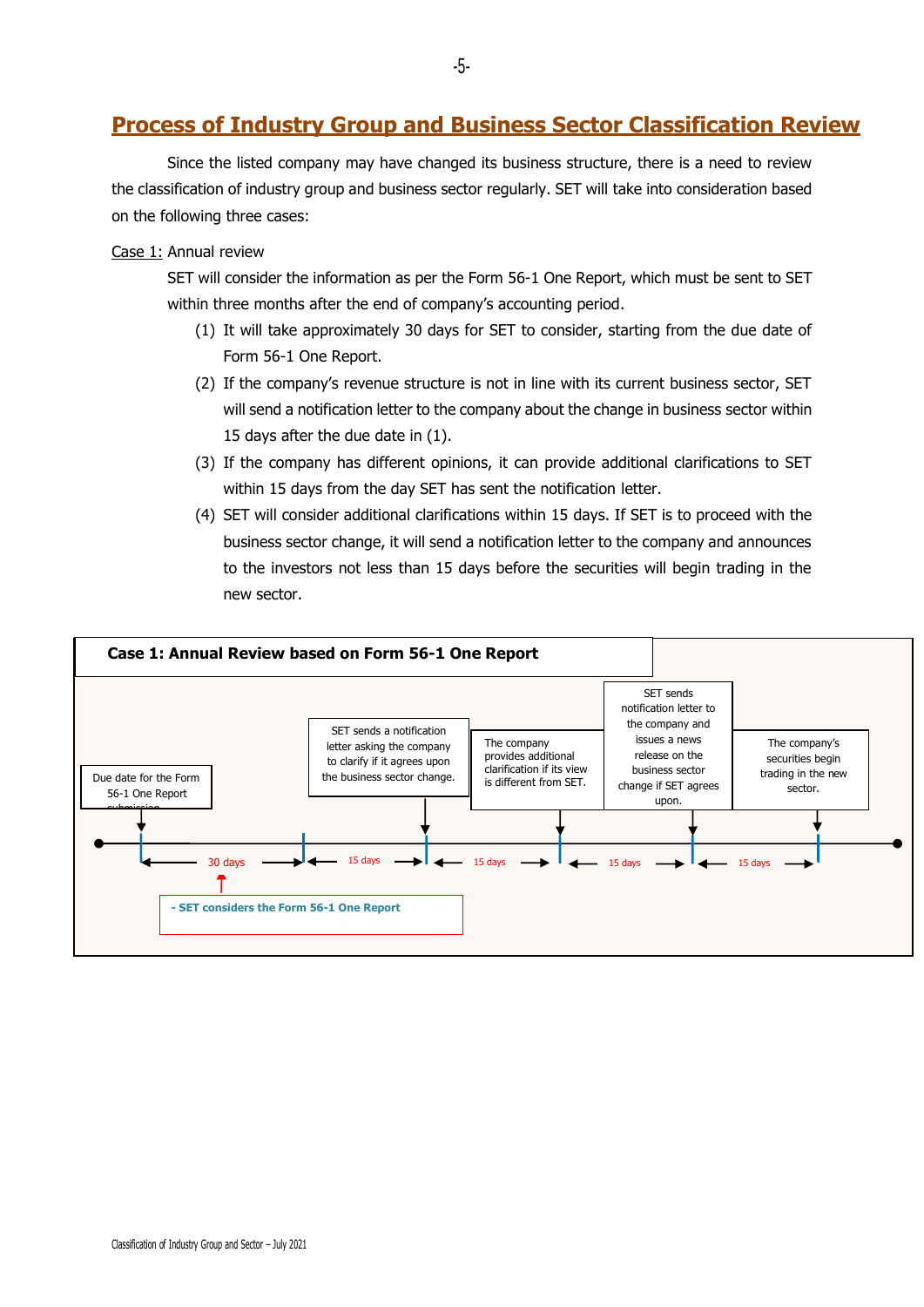## Process of Industry Group and Business Sector Classification Review

Since the listed company may have changed its business structure, there is a need to review the classification of industry group and business sector regularly. SET will take into consideration based on the following three cases:

Case 1: Annual review

SET will consider the information as per the Form 56-1 One Report, which must be sent to SET within three months after the end of company's accounting period.

(1) It will take approximately 30 days for SET to consider, starting from the due date of Form 56-1 One Report.

(2) If the company's revenue structure is not in line with its current business sector, SET will send a notification letter to the company about the change in business sector within 15 days after the due date in (1).

(3) If the company has different opinions, it can provide additional clarifications to SET within 15 days from the day SET has sent the notification letter.

(4) SET will consider additional clarifications within 15 days. If SET is to proceed with the business sector change, it will send a notification letter to the company and announces to the investors not less than 15 days before the securities will begin trading in the new sector.

**Case 1: Annual Review based on Form 56-1 One Report**

Due date for the Form 56-1 One Report submission → 30 days → 15 days → SET sends a notification letter asking the company to clarify if it agrees upon the business sector change. → 15 days → The company provides additional clarification if its view is different from SET. → 15 days → SET sends notification letter to the company and issues a news release on the business sector change if SET agrees upon. → 15 days → The company's securities begin trading in the new sector.

- SET considers the Form 56-1 One Report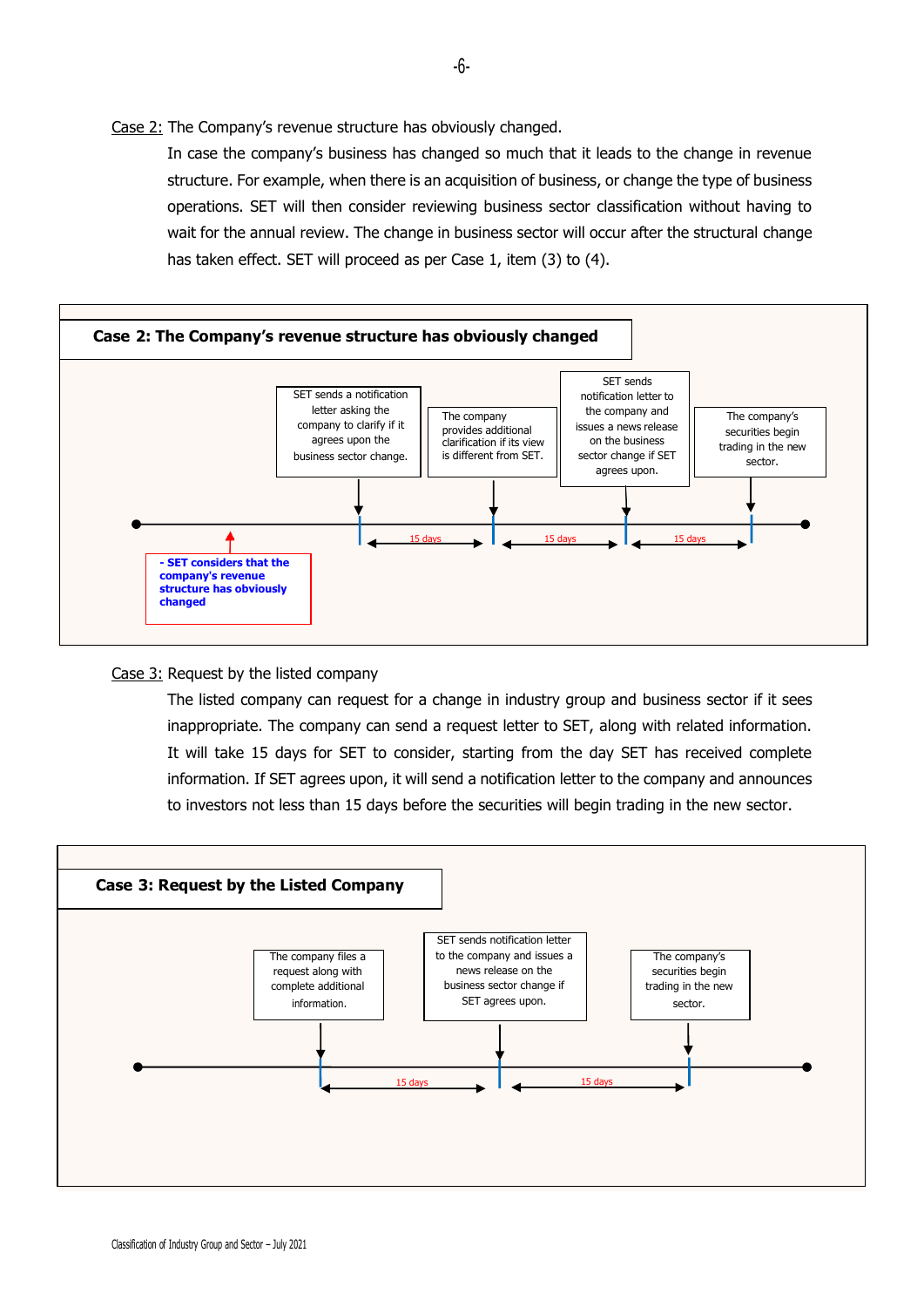Case 2: The Company's revenue structure has obviously changed.

In case the company's business has changed so much that it leads to the change in revenue structure. For example, when there is an acquisition of business, or change the type of business operations. SET will then consider reviewing business sector classification without having to wait for the annual review. The change in business sector will occur after the structural change has taken effect. SET will proceed as per Case 1, item (3) to (4).

**Case 2: The Company's revenue structure has obviously changed**

- SET considers that the company's revenue structure has obviously changed
- SET sends a notification letter asking the company to clarify if it agrees upon the business sector change.
- 15 days
- The company provides additional clarification if its view is different from SET.
- 15 days
- SET sends notification letter to the company and issues a news release on the business sector change if SET agrees upon.
- 15 days
- The company's securities begin trading in the new sector.

Case 3: Request by the listed company

The listed company can request for a change in industry group and business sector if it sees inappropriate. The company can send a request letter to SET, along with related information. It will take 15 days for SET to consider, starting from the day SET has received complete information. If SET agrees upon, it will send a notification letter to the company and announces to investors not less than 15 days before the securities will begin trading in the new sector.

**Case 3: Request by the Listed Company**

- The company files a request along with complete additional information.
- 15 days
- SET sends notification letter to the company and issues a news release on the business sector change if SET agrees upon.
- 15 days
- The company's securities begin trading in the new sector.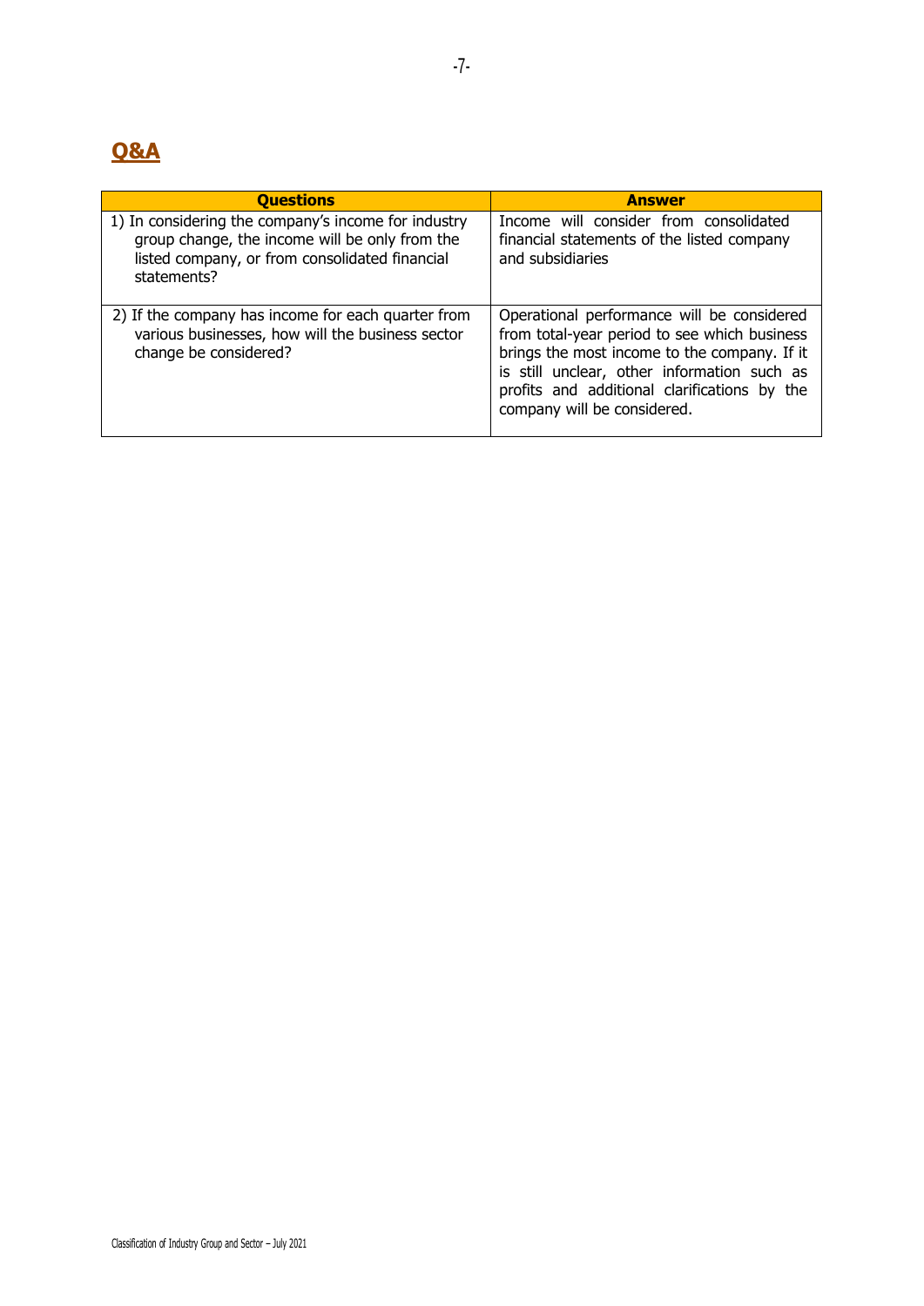## Q&A

| Questions | Answer |
|---|---|
| 1) In considering the company's income for industry group change, the income will be only from the listed company, or from consolidated financial statements? | Income will consider from consolidated financial statements of the listed company and subsidiaries |
| 2) If the company has income for each quarter from various businesses, how will the business sector change be considered? | Operational performance will be considered from total-year period to see which business brings the most income to the company. If it is still unclear, other information such as profits and additional clarifications by the company will be considered. |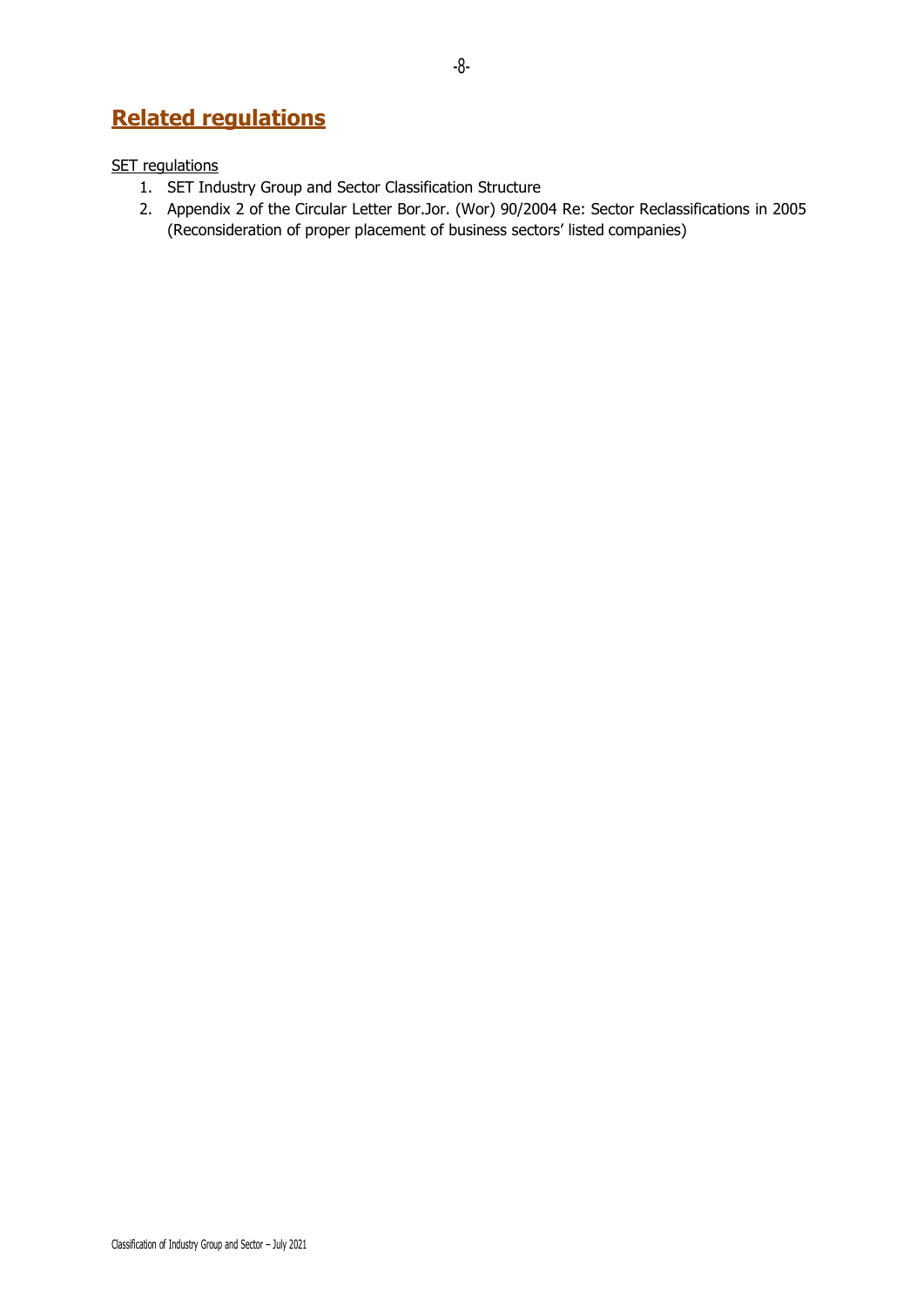# Related regulations

SET regulations

1. SET Industry Group and Sector Classification Structure
2. Appendix 2 of the Circular Letter Bor.Jor. (Wor) 90/2004 Re: Sector Reclassifications in 2005 (Reconsideration of proper placement of business sectors' listed companies)